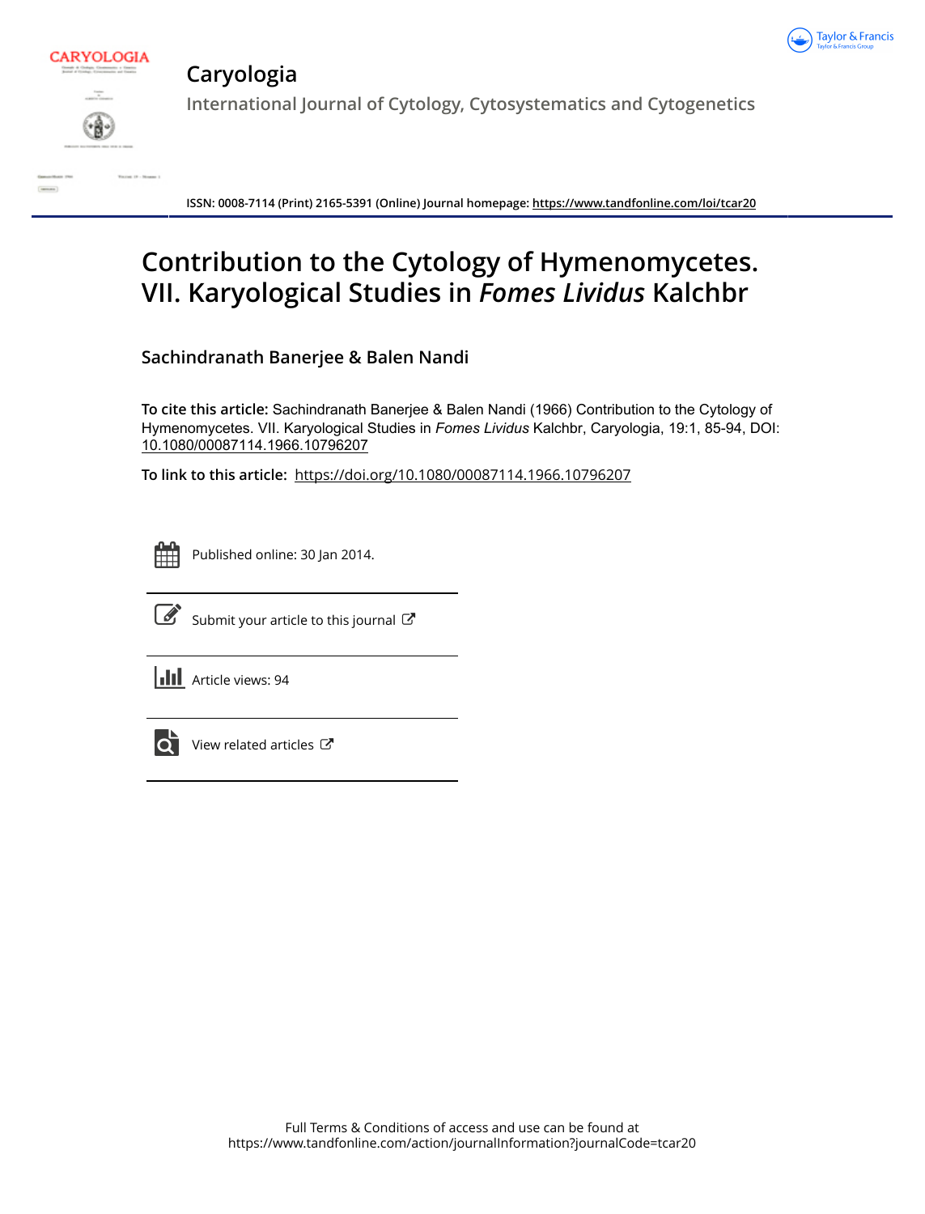# Caryologia

International Journal of Cytology, Cytosystematics and Cytogenetics

ISSN: 0008-7114 (Print) 2165-5391 (Online) Journal homepage: https://www.tandfonline.com/loi/tcar20

# Contribution to the Cytology of Hymenomycetes. VII. Karyological Studies in *Fomes Lividus* Kalchbr

**Sachindranath Banerjee & Balen Nandi**

**To cite this article:** Sachindranath Banerjee & Balen Nandi (1966) Contribution to the Cytology of Hymenomycetes. VII. Karyological Studies in *Fomes Lividus* Kalchbr, Caryologia, 19:1, 85-94, DOI: 10.1080/00087114.1966.10796207

**To link to this article:** https://doi.org/10.1080/00087114.1966.10796207

Published online: 30 Jan 2014.

Submit your article to this journal

Article views: 94

View related articles

Full Terms & Conditions of access and use can be found at https://www.tandfonline.com/action/journalInformation?journalCode=tcar20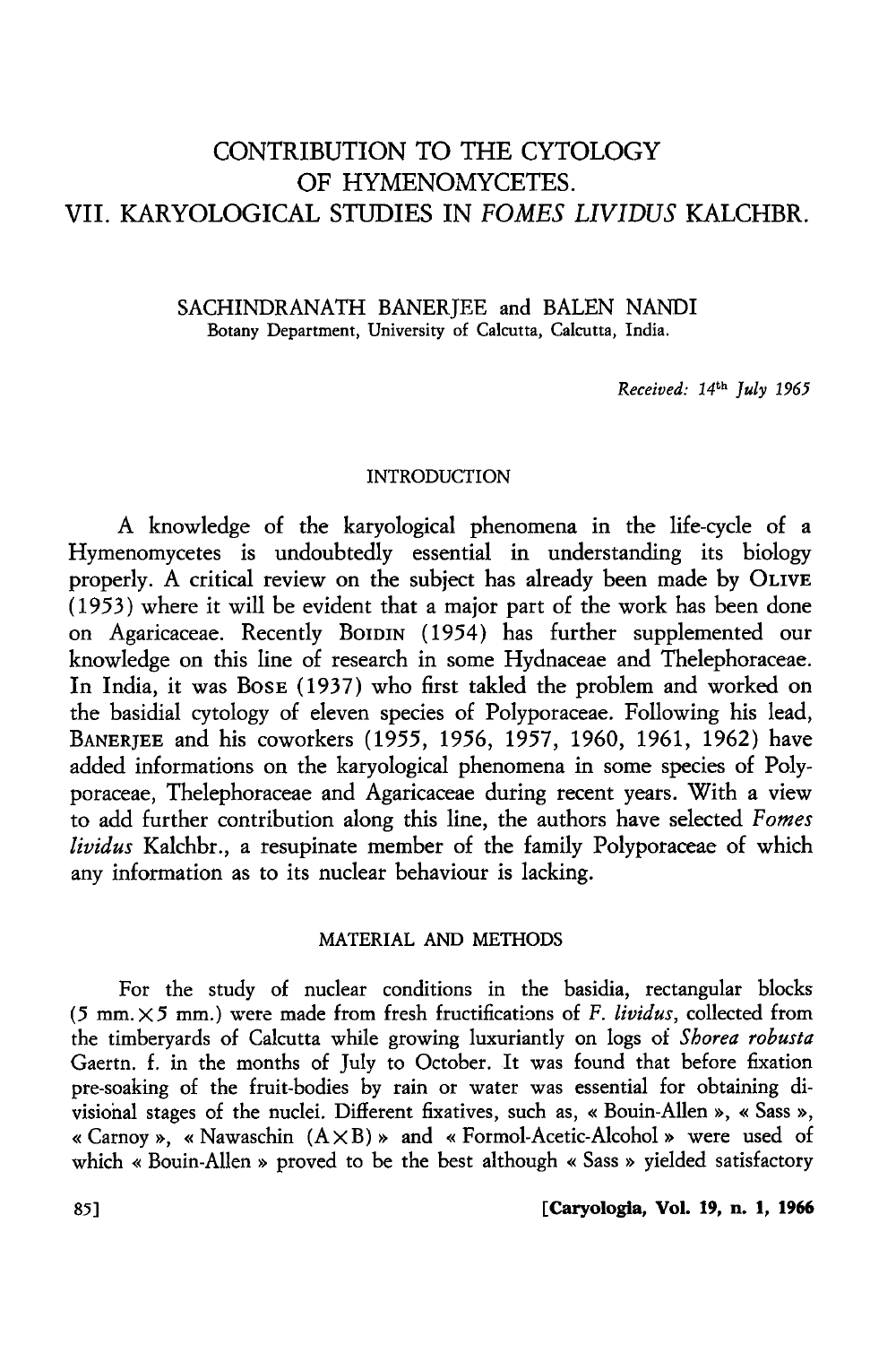# CONTRIBUTION TO THE CYTOLOGY OF HYMENOMYCETES. VII. KARYOLOGICAL STUDIES IN *FOMES LIVIDUS* KALCHBR.

SACHINDRANATH BANERJEE and BALEN NANDI
Botany Department, University of Calcutta, Calcutta, India.

*Received: 14th July 1965*

## INTRODUCTION

A knowledge of the karyological phenomena in the life-cycle of a Hymenomycetes is undoubtedly essential in understanding its biology properly. A critical review on the subject has already been made by OLIVE (1953) where it will be evident that a major part of the work has been done on Agaricaceae. Recently BOIDIN (1954) has further supplemented our knowledge on this line of research in some Hydnaceae and Thelephoraceae. In India, it was BOSE (1937) who first takled the problem and worked on the basidial cytology of eleven species of Polyporaceae. Following his lead, BANERJEE and his coworkers (1955, 1956, 1957, 1960, 1961, 1962) have added informations on the karyological phenomena in some species of Polyporaceae, Thelephoraceae and Agaricaceae during recent years. With a view to add further contribution along this line, the authors have selected *Fomes lividus* Kalchbr., a resupinate member of the family Polyporaceae of which any information as to its nuclear behaviour is lacking.

## MATERIAL AND METHODS

For the study of nuclear conditions in the basidia, rectangular blocks (5 mm. × 5 mm.) were made from fresh fructifications of *F. lividus*, collected from the timberyards of Calcutta while growing luxuriantly on logs of *Shorea robusta* Gaertn. f. in the months of July to October. It was found that before fixation pre-soaking of the fruit-bodies by rain or water was essential for obtaining divisional stages of the nuclei. Different fixatives, such as, « Bouin-Allen », « Sass », « Carnoy », « Nawaschin (A × B) » and « Formol-Acetic-Alcohol » were used of which « Bouin-Allen » proved to be the best although « Sass » yielded satisfactory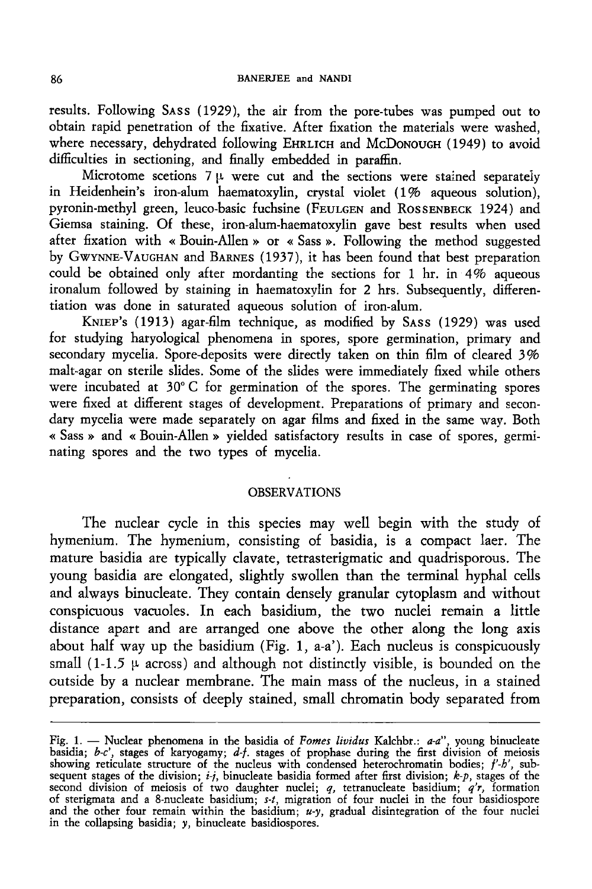results. Following SASS (1929), the air from the pore-tubes was pumped out to obtain rapid penetration of the fixative. After fixation the materials were washed, where necessary, dehydrated following EHRLICH and McDONOUGH (1949) to avoid difficulties in sectioning, and finally embedded in paraffin.

Microtome scetions 7 μ were cut and the sections were stained separately in Heidenhein's iron-alum haematoxylin, crystal violet (1% aqueous solution), pyronin-methyl green, leuco-basic fuchsine (FEULGEN and ROSSENBECK 1924) and Giemsa staining. Of these, iron-alum-haematoxylin gave best results when used after fixation with « Bouin-Allen » or « Sass ». Following the method suggested by GWYNNE-VAUGHAN and BARNES (1937), it has been found that best preparation could be obtained only after mordanting the sections for 1 hr. in 4% aqueous ironalum followed by staining in haematoxylin for 2 hrs. Subsequently, differentiation was done in saturated aqueous solution of iron-alum.

KNIEP's (1913) agar-film technique, as modified by SASS (1929) was used for studying haryological phenomena in spores, spore germination, primary and secondary mycelia. Spore-deposits were directly taken on thin film of cleared 3% malt-agar on sterile slides. Some of the slides were immediately fixed while others were incubated at 30° C for germination of the spores. The germinating spores were fixed at different stages of development. Preparations of primary and secondary mycelia were made separately on agar films and fixed in the same way. Both « Sass » and « Bouin-Allen » yielded satisfactory results in case of spores, germinating spores and the two types of mycelia.

## OBSERVATIONS

The nuclear cycle in this species may well begin with the study of hymenium. The hymenium, consisting of basidia, is a compact laer. The mature basidia are typically clavate, tetrasterigmatic and quadrisporous. The young basidia are elongated, slightly swollen than the terminal hyphal cells and always binucleate. They contain densely granular cytoplasm and without conspicuous vacuoles. In each basidium, the two nuclei remain a little distance apart and are arranged one above the other along the long axis about half way up the basidium (Fig. 1, a-a'). Each nucleus is conspicuously small (1-1.5 μ across) and although not distinctly visible, is bounded on the outside by a nuclear membrane. The main mass of the nucleus, in a stained preparation, consists of deeply stained, small chromatin body separated from

---

Fig. 1. — Nuclear phenomena in the basidia of *Fomes lividus* Kalchbr.: *a-a''*, young binucleate basidia; *b-c'*, stages of karyogamy; *d-f*. stages of prophase during the first division of meiosis showing reticulate structure of the nucleus with condensed heterochromatin bodies; *f'-h'*, subsequent stages of the division; *i-j*, binucleate basidia formed after first division; *k-p*, stages of the second division of meiosis of two daughter nuclei; *q*, tetranucleate basidium; *q'r*, formation of sterigmata and a 8-nucleate basidium; *s-t*, migration of four nuclei in the four basidiospore and the other four remain within the basidium; *u-y*, gradual disintegration of the four nuclei in the collapsing basidia; *y*, binucleate basidiospores.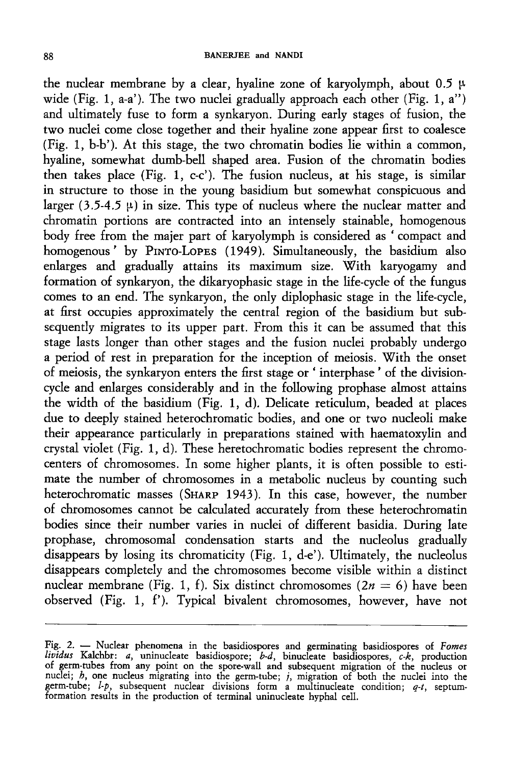the nuclear membrane by a clear, hyaline zone of karyolymph, about 0.5 μ wide (Fig. 1, a-a'). The two nuclei gradually approach each other (Fig. 1, a'') and ultimately fuse to form a synkaryon. During early stages of fusion, the two nuclei come close together and their hyaline zone appear first to coalesce (Fig. 1, b-b'). At this stage, the two chromatin bodies lie within a common, hyaline, somewhat dumb-bell shaped area. Fusion of the chromatin bodies then takes place (Fig. 1, c-c'). The fusion nucleus, at his stage, is similar in structure to those in the young basidium but somewhat conspicuous and larger (3.5-4.5 μ) in size. This type of nucleus where the nuclear matter and chromatin portions are contracted into an intensely stainable, homogenous body free from the majer part of karyolymph is considered as ' compact and homogenous ' by Pinto-Lopes (1949). Simultaneously, the basidium also enlarges and gradually attains its maximum size. With karyogamy and formation of synkaryon, the dikaryophasic stage in the life-cycle of the fungus comes to an end. The synkaryon, the only diplophasic stage in the life-cycle, at first occupies approximately the central region of the basidium but subsequently migrates to its upper part. From this it can be assumed that this stage lasts longer than other stages and the fusion nuclei probably undergo a period of rest in preparation for the inception of meiosis. With the onset of meiosis, the synkaryon enters the first stage or ' interphase ' of the division-cycle and enlarges considerably and in the following prophase almost attains the width of the basidium (Fig. 1, d). Delicate reticulum, beaded at places due to deeply stained heterochromatic bodies, and one or two nucleoli make their appearance particularly in preparations stained with haematoxylin and crystal violet (Fig. 1, d). These heretochromatic bodies represent the chromocenters of chromosomes. In some higher plants, it is often possible to estimate the number of chromosomes in a metabolic nucleus by counting such heterochromatic masses (Sharp 1943). In this case, however, the number of chromosomes cannot be calculated accurately from these heterochromatin bodies since their number varies in nuclei of different basidia. During late prophase, chromosomal condensation starts and the nucleolus gradually disappears by losing its chromaticity (Fig. 1, d-e'). Ultimately, the nucleolus disappears completely and the chromosomes become visible within a distinct nuclear membrane (Fig. 1, f). Six distinct chromosomes ($2n = 6$) have been observed (Fig. 1, f'). Typical bivalent chromosomes, however, have not

Fig. 2. — Nuclear phenomena in the basidiospores and germinating basidiospores of *Fomes lividus* Kalchbr: *a*, uninucleate basidiospore; *b-d*, binucleate basidiospores, *c-k*, production of germ-tubes from any point on the spore-wall and subsequent migration of the nucleus or nuclei; *h*, one nucleus migrating into the germ-tube; *j*, migration of both the nuclei into the germ-tube; *l-p*, subsequent nuclear divisions form a multinucleate condition; *q-t*, septum-formation results in the production of terminal uninucleate hyphal cell.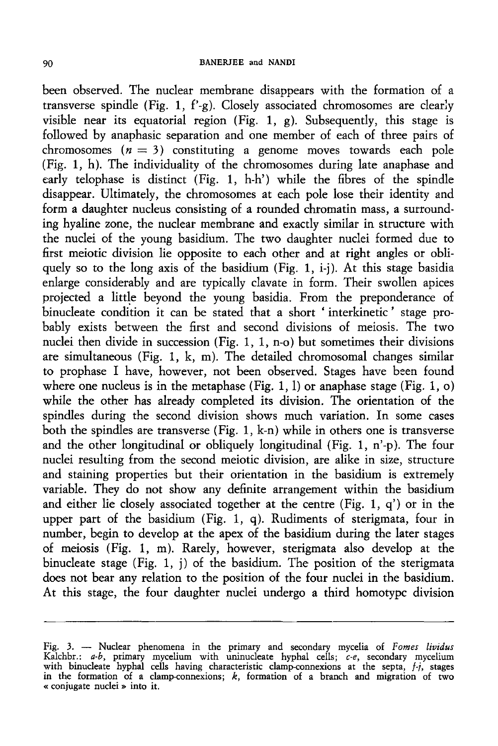been observed. The nuclear membrane disappears with the formation of a transverse spindle (Fig. 1, f'-g). Closely associated chromosomes are clearly visible near its equatorial region (Fig. 1, g). Subsequently, this stage is followed by anaphasic separation and one member of each of three pairs of chromosomes ($n = 3$) constituting a genome moves towards each pole (Fig. 1, h). The individuality of the chromosomes during late anaphase and early telophase is distinct (Fig. 1, h-h') while the fibres of the spindle disappear. Ultimately, the chromosomes at each pole lose their identity and form a daughter nucleus consisting of a rounded chromatin mass, a surrounding hyaline zone, the nuclear membrane and exactly similar in structure with the nuclei of the young basidium. The two daughter nuclei formed due to first meiotic division lie opposite to each other and at right angles or obliquely so to the long axis of the basidium (Fig. 1, i-j). At this stage basidia enlarge considerably and are typically clavate in form. Their swollen apices projected a little beyond the young basidia. From the preponderance of binucleate condition it can be stated that a short ' interkinetic ' stage probably exists between the first and second divisions of meiosis. The two nuclei then divide in succession (Fig. 1, l, n-o) but sometimes their divisions are simultaneous (Fig. 1, k, m). The detailed chromosomal changes similar to prophase I have, however, not been observed. Stages have been found where one nucleus is in the metaphase (Fig. 1, l) or anaphase stage (Fig. 1, o) while the other has already completed its division. The orientation of the spindles during the second division shows much variation. In some cases both the spindles are transverse (Fig. 1, k-n) while in others one is transverse and the other longitudinal or obliquely longitudinal (Fig. 1, n'-p). The four nuclei resulting from the second meiotic division, are alike in size, structure and staining properties but their orientation in the basidium is extremely variable. They do not show any definite arrangement within the basidium and either lie closely associated together at the centre (Fig. 1, q') or in the upper part of the basidium (Fig. 1, q). Rudiments of sterigmata, four in number, begin to develop at the apex of the basidium during the later stages of meiosis (Fig. 1, m). Rarely, however, sterigmata also develop at the binucleate stage (Fig. 1, j) of the basidium. The position of the sterigmata does not bear any relation to the position of the four nuclei in the basidium. At this stage, the four daughter nuclei undergo a third homotypc division

---

Fig. 3. — Nuclear phenomena in the primary and secondary mycelia of *Fomes lividus* Kalchbr.: *a-b*, primary mycelium with uninucleate hyphal cells; *c-e*, secondary mycelium with binucleate hyphal cells having characteristic clamp-connexions at the septa, *f-j*, stages in the formation of a clamp-connexions; *k*, formation of a branch and migration of two « conjugate nuclei » into it.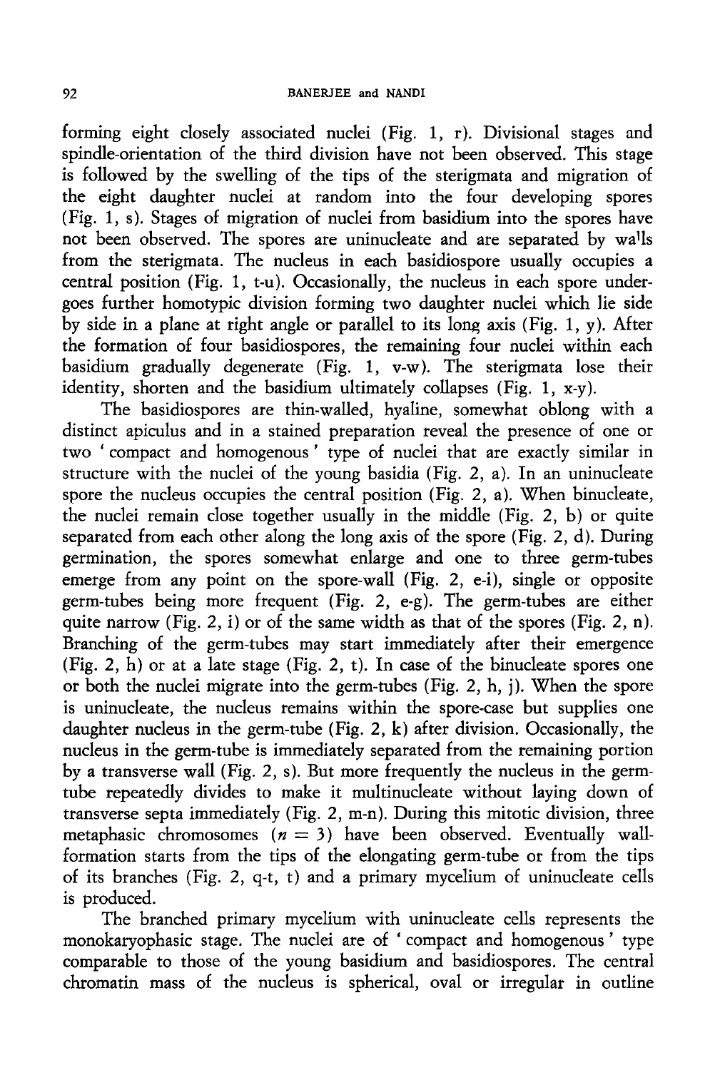forming eight closely associated nuclei (Fig. 1, r). Divisional stages and spindle-orientation of the third division have not been observed. This stage is followed by the swelling of the tips of the sterigmata and migration of the eight daughter nuclei at random into the four developing spores (Fig. 1, s). Stages of migration of nuclei from basidium into the spores have not been observed. The spores are uninucleate and are separated by walls from the sterigmata. The nucleus in each basidiospore usually occupies a central position (Fig. 1, t-u). Occasionally, the nucleus in each spore undergoes further homotypic division forming two daughter nuclei which lie side by side in a plane at right angle or parallel to its long axis (Fig. 1, y). After the formation of four basidiospores, the remaining four nuclei within each basidium gradually degenerate (Fig. 1, v-w). The sterigmata lose their identity, shorten and the basidium ultimately collapses (Fig. 1, x-y).

The basidiospores are thin-walled, hyaline, somewhat oblong with a distinct apiculus and in a stained preparation reveal the presence of one or two 'compact and homogenous' type of nuclei that are exactly similar in structure with the nuclei of the young basidia (Fig. 2, a). In an uninucleate spore the nucleus occupies the central position (Fig. 2, a). When binucleate, the nuclei remain close together usually in the middle (Fig. 2, b) or quite separated from each other along the long axis of the spore (Fig. 2, d). During germination, the spores somewhat enlarge and one to three germ-tubes emerge from any point on the spore-wall (Fig. 2, e-i), single or opposite germ-tubes being more frequent (Fig. 2, e-g). The germ-tubes are either quite narrow (Fig. 2, i) or of the same width as that of the spores (Fig. 2, n). Branching of the germ-tubes may start immediately after their emergence (Fig. 2, h) or at a late stage (Fig. 2, t). In case of the binucleate spores one or both the nuclei migrate into the germ-tubes (Fig. 2, h, j). When the spore is uninucleate, the nucleus remains within the spore-case but supplies one daughter nucleus in the germ-tube (Fig. 2, k) after division. Occasionally, the nucleus in the germ-tube is immediately separated from the remaining portion by a transverse wall (Fig. 2, s). But more frequently the nucleus in the germ-tube repeatedly divides to make it multinucleate without laying down of transverse septa immediately (Fig. 2, m-n). During this mitotic division, three metaphasic chromosomes ($n = 3$) have been observed. Eventually wall-formation starts from the tips of the elongating germ-tube or from the tips of its branches (Fig. 2, q-t, t) and a primary mycelium of uninucleate cells is produced.

The branched primary mycelium with uninucleate cells represents the monokaryophasic stage. The nuclei are of 'compact and homogenous' type comparable to those of the young basidium and basidiospores. The central chromatin mass of the nucleus is spherical, oval or irregular in outline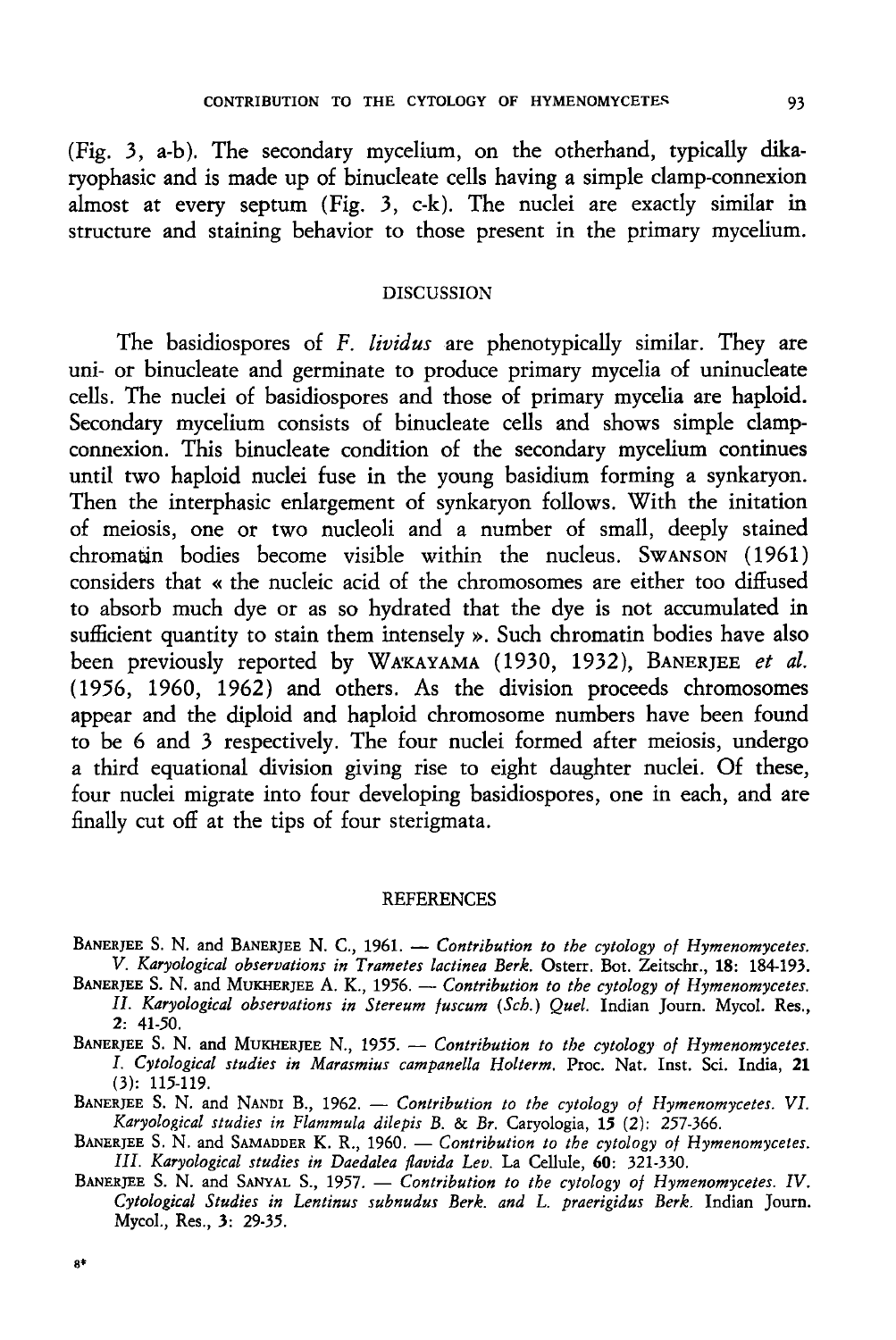(Fig. 3, a-b). The secondary mycelium, on the otherhand, typically dikaryophasic and is made up of binucleate cells having a simple clamp-connexion almost at every septum (Fig. 3, c-k). The nuclei are exactly similar in structure and staining behavior to those present in the primary mycelium.

## DISCUSSION

The basidiospores of *F. lividus* are phenotypically similar. They are uni- or binucleate and germinate to produce primary mycelia of uninucleate cells. The nuclei of basidiospores and those of primary mycelia are haploid. Secondary mycelium consists of binucleate cells and shows simple clamp-connexion. This binucleate condition of the secondary mycelium continues until two haploid nuclei fuse in the young basidium forming a synkaryon. Then the interphasic enlargement of synkaryon follows. With the initation of meiosis, one or two nucleoli and a number of small, deeply stained chromatin bodies become visible within the nucleus. SWANSON (1961) considers that « the nucleic acid of the chromosomes are either too diffused to absorb much dye or as so hydrated that the dye is not accumulated in sufficient quantity to stain them intensely ». Such chromatin bodies have also been previously reported by WAKAYAMA (1930, 1932), BANERJEE *et al.* (1956, 1960, 1962) and others. As the division proceeds chromosomes appear and the diploid and haploid chromosome numbers have been found to be 6 and 3 respectively. The four nuclei formed after meiosis, undergo a third equational division giving rise to eight daughter nuclei. Of these, four nuclei migrate into four developing basidiospores, one in each, and are finally cut off at the tips of four sterigmata.

## REFERENCES

BANERJEE S. N. and BANERJEE N. C., 1961. — *Contribution to the cytology of Hymenomycetes. V. Karyological observations in Trametes lactinea Berk.* Osterr. Bot. Zeitschr., **18**: 184-193.

BANERJEE S. N. and MUKHERJEE A. K., 1956. — *Contribution to the cytology of Hymenomycetes. II. Karyological observations in Stereum fuscum (Sch.) Quel.* Indian Journ. Mycol. Res., **2**: 41-50.

BANERJEE S. N. and MUKHERJEE N., 1955. — *Contribution to the cytology of Hymenomycetes. I. Cytological studies in Marasmius campanella Holterm.* Proc. Nat. Inst. Sci. India, **21** (3): 115-119.

BANERJEE S. N. and NANDI B., 1962. — *Contribution to the cytology of Hymenomycetes. VI. Karyological studies in Flammula dilepis B. & Br.* Caryologia, **15** (2): 257-366.

BANERJEE S. N. and SAMADDER K. R., 1960. — *Contribution to the cytology of Hymenomycetes. III. Karyological studies in Daedalea flavida Lev.* La Cellule, **60**: 321-330.

BANERJEE S. N. and SANYAL S., 1957. — *Contribution to the cytology of Hymenomycetes. IV. Cytological Studies in Lentinus subnudus Berk. and L. praerigidus Berk.* Indian Journ. Mycol., Res., **3**: 29-35.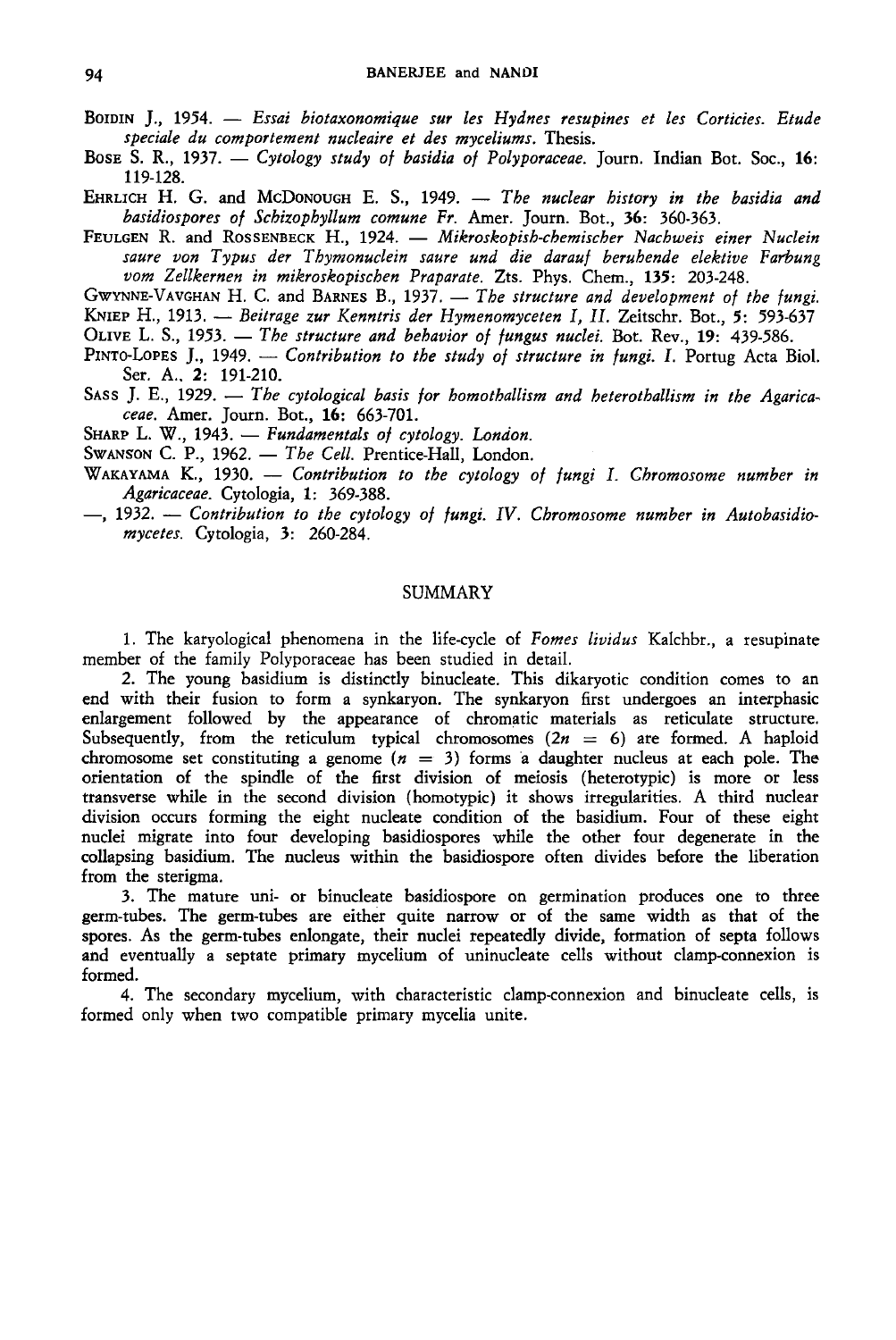Boidin J., 1954. — *Essai biotaxonomique sur les Hydnes resupines et les Corticies. Etude speciale du comportement nucleaire et des myceliums.* Thesis.

Bose S. R., 1937. — *Cytology study of basidia of Polyporaceae.* Journ. Indian Bot. Soc., **16**: 119-128.

Ehrlich H. G. and McDonough E. S., 1949. — *The nuclear history in the basidia and basidiospores of Schizophyllum comune Fr.* Amer. Journ. Bot., **36**: 360-363.

Feulgen R. and Rossenbeck H., 1924. — *Mikroskopish-chemischer Nachweis einer Nuclein saure von Typus der Thymonuclein saure und die darauf beruhende elektive Farbung vom Zellkernen in mikroskopischen Praparate.* Zts. Phys. Chem., **135**: 203-248.

Gwynne-Vavghan H. C. and Barnes B., 1937. — *The structure and development of the fungi.*

Kniep H., 1913. — *Beitrage zur Kenntris der Hymenomyceten I, II.* Zeitschr. Bot., **5**: 593-637

Olive L. S., 1953. — *The structure and behavior of fungus nuclei.* Bot. Rev., **19**: 439-586.

Pinto-Lopes J., 1949. — *Contribution to the study of structure in fungi. I.* Portug Acta Biol. Ser. A., **2**: 191-210.

Sass J. E., 1929. — *The cytological basis for homothallism and heterothallism in the Agaricaceae.* Amer. Journ. Bot., **16**: 663-701.

Sharp L. W., 1943. — *Fundamentals of cytology. London.*

Swanson C. P., 1962. — *The Cell.* Prentice-Hall, London.

Wakayama K., 1930. — *Contribution to the cytology of fungi I. Chromosome number in Agaricaceae.* Cytologia, **1**: 369-388.

—, 1932. — *Contribution to the cytology of fungi. IV. Chromosome number in Autobasidiomycetes.* Cytologia, **3**: 260-284.

## SUMMARY

1. The karyological phenomena in the life-cycle of *Fomes lividus* Kalchbr., a resupinate member of the family Polyporaceae has been studied in detail.

2. The young basidium is distinctly binucleate. This dikaryotic condition comes to an end with their fusion to form a synkaryon. The synkaryon first undergoes an interphasic enlargement followed by the appearance of chromatic materials as reticulate structure. Subsequently, from the reticulum typical chromosomes ($2n = 6$) are formed. A haploid chromosome set constituting a genome ($n = 3$) forms a daughter nucleus at each pole. The orientation of the spindle of the first division of meiosis (heterotypic) is more or less transverse while in the second division (homotypic) it shows irregularities. A third nuclear division occurs forming the eight nucleate condition of the basidium. Four of these eight nuclei migrate into four developing basidiospores while the other four degenerate in the collapsing basidium. The nucleus within the basidiospore often divides before the liberation from the sterigma.

3. The mature uni- or binucleate basidiospore on germination produces one to three germ-tubes. The germ-tubes are either quite narrow or of the same width as that of the spores. As the germ-tubes enlongate, their nuclei repeatedly divide, formation of septa follows and eventually a septate primary mycelium of uninucleate cells without clamp-connexion is formed.

4. The secondary mycelium, with characteristic clamp-connexion and binucleate cells, is formed only when two compatible primary mycelia unite.